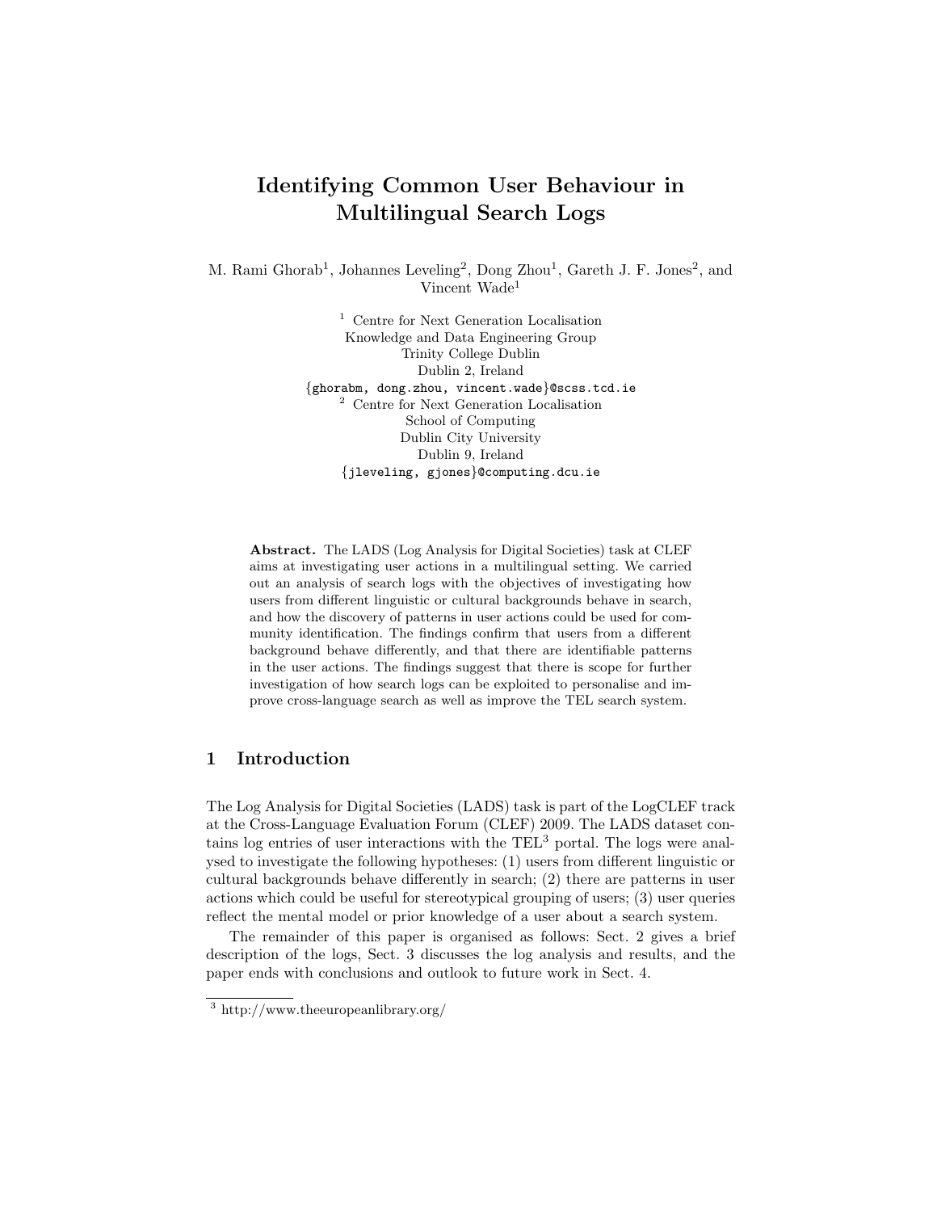# Identifying Common User Behaviour in Multilingual Search Logs

M. Rami Ghorab[1], Johannes Leveling[2], Dong Zhou[1], Gareth J. F. Jones[2], and Vincent Wade[1]

[1] Centre for Next Generation Localisation
Knowledge and Data Engineering Group
Trinity College Dublin
Dublin 2, Ireland
{ghorabm, dong.zhou, vincent.wade}@scss.tcd.ie

[2] Centre for Next Generation Localisation
School of Computing
Dublin City University
Dublin 9, Ireland
{jleveling, gjones}@computing.dcu.ie

**Abstract.** The LADS (Log Analysis for Digital Societies) task at CLEF aims at investigating user actions in a multilingual setting. We carried out an analysis of search logs with the objectives of investigating how users from different linguistic or cultural backgrounds behave in search, and how the discovery of patterns in user actions could be used for community identification. The findings confirm that users from a different background behave differently, and that there are identifiable patterns in the user actions. The findings suggest that there is scope for further investigation of how search logs can be exploited to personalise and improve cross-language search as well as improve the TEL search system.

## 1 Introduction

The Log Analysis for Digital Societies (LADS) task is part of the LogCLEF track at the Cross-Language Evaluation Forum (CLEF) 2009. The LADS dataset contains log entries of user interactions with the TEL[3] portal. The logs were analysed to investigate the following hypotheses: (1) users from different linguistic or cultural backgrounds behave differently in search; (2) there are patterns in user actions which could be useful for stereotypical grouping of users; (3) user queries reflect the mental model or prior knowledge of a user about a search system.

The remainder of this paper is organised as follows: Sect. 2 gives a brief description of the logs, Sect. 3 discusses the log analysis and results, and the paper ends with conclusions and outlook to future work in Sect. 4.

[3] http://www.theeuropeanlibrary.org/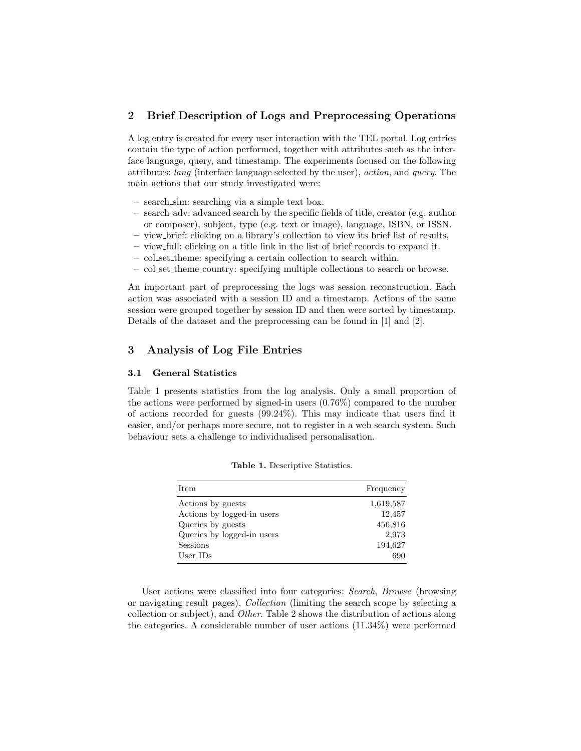## 2 Brief Description of Logs and Preprocessing Operations

A log entry is created for every user interaction with the TEL portal. Log entries contain the type of action performed, together with attributes such as the interface language, query, and timestamp. The experiments focused on the following attributes: *lang* (interface language selected by the user), *action*, and *query*. The main actions that our study investigated were:

- search_sim: searching via a simple text box.
- search_adv: advanced search by the specific fields of title, creator (e.g. author or composer), subject, type (e.g. text or image), language, ISBN, or ISSN.
- view_brief: clicking on a library's collection to view its brief list of results.
- view_full: clicking on a title link in the list of brief records to expand it.
- col_set_theme: specifying a certain collection to search within.
- col_set_theme_country: specifying multiple collections to search or browse.

An important part of preprocessing the logs was session reconstruction. Each action was associated with a session ID and a timestamp. Actions of the same session were grouped together by session ID and then were sorted by timestamp. Details of the dataset and the preprocessing can be found in [1] and [2].

## 3 Analysis of Log File Entries

### 3.1 General Statistics

Table 1 presents statistics from the log analysis. Only a small proportion of the actions were performed by signed-in users (0.76%) compared to the number of actions recorded for guests (99.24%). This may indicate that users find it easier, and/or perhaps more secure, not to register in a web search system. Such behaviour sets a challenge to individualised personalisation.

**Table 1.** Descriptive Statistics.

| Item | Frequency |
|---|---:|
| Actions by guests | 1,619,587 |
| Actions by logged-in users | 12,457 |
| Queries by guests | 456,816 |
| Queries by logged-in users | 2,973 |
| Sessions | 194,627 |
| User IDs | 690 |

User actions were classified into four categories: *Search*, *Browse* (browsing or navigating result pages), *Collection* (limiting the search scope by selecting a collection or subject), and *Other*. Table 2 shows the distribution of actions along the categories. A considerable number of user actions (11.34%) were performed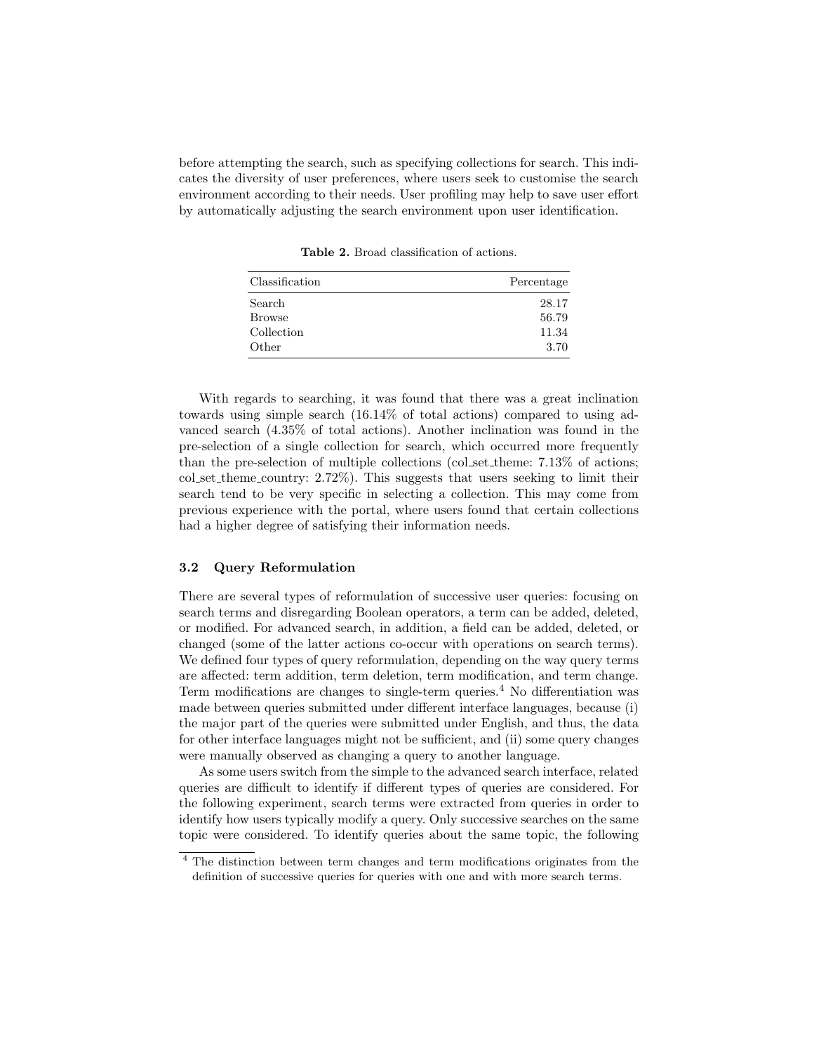before attempting the search, such as specifying collections for search. This indicates the diversity of user preferences, where users seek to customise the search environment according to their needs. User profiling may help to save user effort by automatically adjusting the search environment upon user identification.

**Table 2.** Broad classification of actions.

| Classification | Percentage |
| --- | --- |
| Search | 28.17 |
| Browse | 56.79 |
| Collection | 11.34 |
| Other | 3.70 |

With regards to searching, it was found that there was a great inclination towards using simple search (16.14% of total actions) compared to using advanced search (4.35% of total actions). Another inclination was found in the pre-selection of a single collection for search, which occurred more frequently than the pre-selection of multiple collections (col_set_theme: 7.13% of actions; col_set_theme_country: 2.72%). This suggests that users seeking to limit their search tend to be very specific in selecting a collection. This may come from previous experience with the portal, where users found that certain collections had a higher degree of satisfying their information needs.

### 3.2 Query Reformulation

There are several types of reformulation of successive user queries: focusing on search terms and disregarding Boolean operators, a term can be added, deleted, or modified. For advanced search, in addition, a field can be added, deleted, or changed (some of the latter actions co-occur with operations on search terms). We defined four types of query reformulation, depending on the way query terms are affected: term addition, term deletion, term modification, and term change. Term modifications are changes to single-term queries.[4] No differentiation was made between queries submitted under different interface languages, because (i) the major part of the queries were submitted under English, and thus, the data for other interface languages might not be sufficient, and (ii) some query changes were manually observed as changing a query to another language.

As some users switch from the simple to the advanced search interface, related queries are difficult to identify if different types of queries are considered. For the following experiment, search terms were extracted from queries in order to identify how users typically modify a query. Only successive searches on the same topic were considered. To identify queries about the same topic, the following

[4] The distinction between term changes and term modifications originates from the definition of successive queries for queries with one and with more search terms.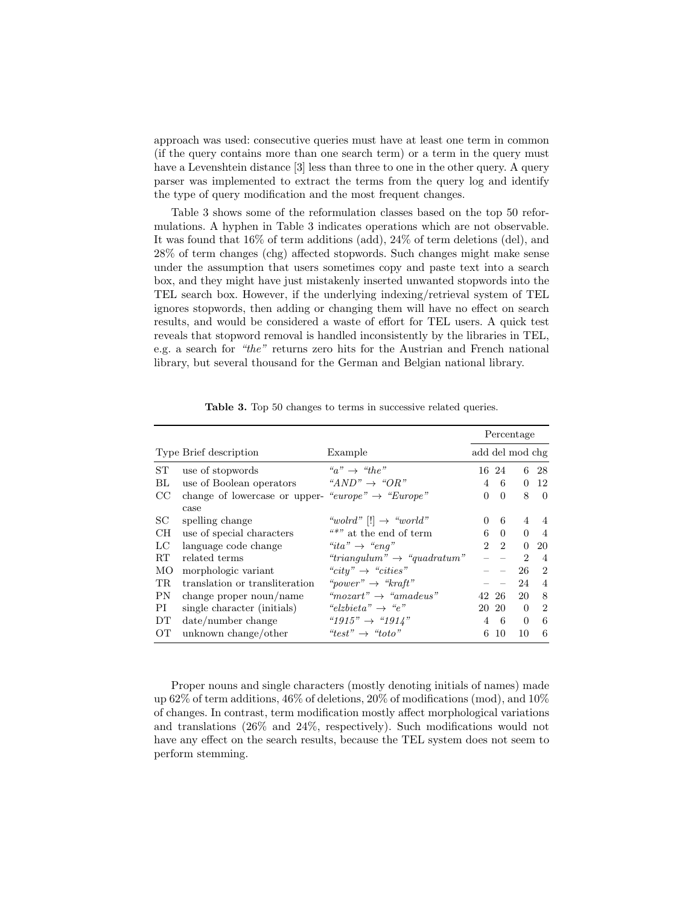approach was used: consecutive queries must have at least one term in common (if the query contains more than one search term) or a term in the query must have a Levenshtein distance [3] less than three to one in the other query. A query parser was implemented to extract the terms from the query log and identify the type of query modification and the most frequent changes.

Table 3 shows some of the reformulation classes based on the top 50 reformulations. A hyphen in Table 3 indicates operations which are not observable. It was found that 16% of term additions (add), 24% of term deletions (del), and 28% of term changes (chg) affected stopwords. Such changes might make sense under the assumption that users sometimes copy and paste text into a search box, and they might have just mistakenly inserted unwanted stopwords into the TEL search box. However, if the underlying indexing/retrieval system of TEL ignores stopwords, then adding or changing them will have no effect on search results, and would be considered a waste of effort for TEL users. A quick test reveals that stopword removal is handled inconsistently by the libraries in TEL, e.g. a search for *"the"* returns zero hits for the Austrian and French national library, but several thousand for the German and Belgian national library.

**Table 3.** Top 50 changes to terms in successive related queries.

| Type | Brief description | Example | Percentage | | | |
|---|---|---|---|---|---|---|
| | | | add | del | mod | chg |
| ST | use of stopwords | *"a"* → *"the"* | 16 | 24 | 6 | 28 |
| BL | use of Boolean operators | *"AND"* → *"OR"* | 4 | 6 | 0 | 12 |
| CC | change of lowercase or uppercase | *"europe"* → *"Europe"* | 0 | 0 | 8 | 0 |
| SC | spelling change | *"wolrd"* [!] → *"world"* | 0 | 6 | 4 | 4 |
| CH | use of special characters | *"*"* at the end of term | 6 | 0 | 0 | 4 |
| LC | language code change | *"ita"* → *"eng"* | 2 | 2 | 0 | 20 |
| RT | related terms | *"triangulum"* → *"quadratum"* | – | – | 2 | 4 |
| MO | morphologic variant | *"city"* → *"cities"* | – | – | 26 | 2 |
| TR | translation or transliteration | *"power"* → *"kraft"* | – | – | 24 | 4 |
| PN | change proper noun/name | *"mozart"* → *"amadeus"* | 42 | 26 | 20 | 8 |
| PI | single character (initials) | *"elzbieta"* → *"e"* | 20 | 20 | 0 | 2 |
| DT | date/number change | *"1915"* → *"1914"* | 4 | 6 | 0 | 6 |
| OT | unknown change/other | *"test"* → *"toto"* | 6 | 10 | 10 | 6 |

Proper nouns and single characters (mostly denoting initials of names) made up 62% of term additions, 46% of deletions, 20% of modifications (mod), and 10% of changes. In contrast, term modification mostly affect morphological variations and translations (26% and 24%, respectively). Such modifications would not have any effect on the search results, because the TEL system does not seem to perform stemming.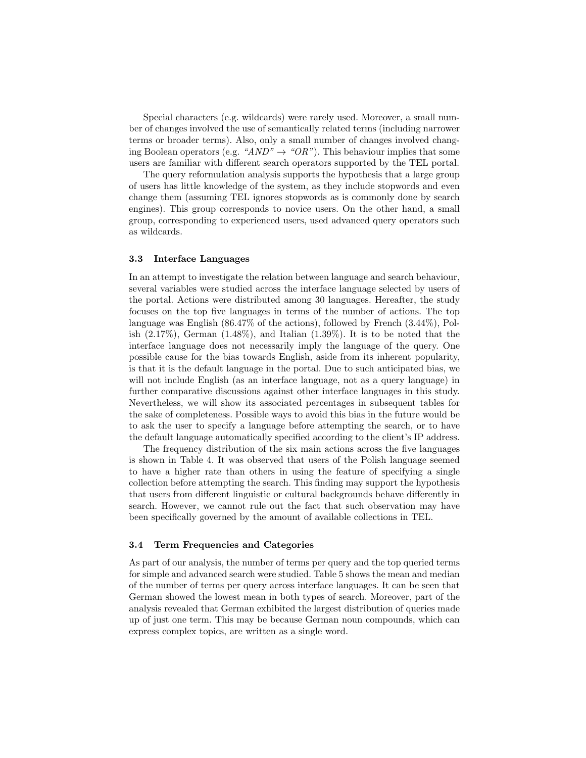Special characters (e.g. wildcards) were rarely used. Moreover, a small number of changes involved the use of semantically related terms (including narrower terms or broader terms). Also, only a small number of changes involved changing Boolean operators (e.g. *"AND"* → *"OR"*). This behaviour implies that some users are familiar with different search operators supported by the TEL portal.

The query reformulation analysis supports the hypothesis that a large group of users has little knowledge of the system, as they include stopwords and even change them (assuming TEL ignores stopwords as is commonly done by search engines). This group corresponds to novice users. On the other hand, a small group, corresponding to experienced users, used advanced query operators such as wildcards.

### 3.3 Interface Languages

In an attempt to investigate the relation between language and search behaviour, several variables were studied across the interface language selected by users of the portal. Actions were distributed among 30 languages. Hereafter, the study focuses on the top five languages in terms of the number of actions. The top language was English (86.47% of the actions), followed by French (3.44%), Polish (2.17%), German (1.48%), and Italian (1.39%). It is to be noted that the interface language does not necessarily imply the language of the query. One possible cause for the bias towards English, aside from its inherent popularity, is that it is the default language in the portal. Due to such anticipated bias, we will not include English (as an interface language, not as a query language) in further comparative discussions against other interface languages in this study. Nevertheless, we will show its associated percentages in subsequent tables for the sake of completeness. Possible ways to avoid this bias in the future would be to ask the user to specify a language before attempting the search, or to have the default language automatically specified according to the client's IP address.

The frequency distribution of the six main actions across the five languages is shown in Table 4. It was observed that users of the Polish language seemed to have a higher rate than others in using the feature of specifying a single collection before attempting the search. This finding may support the hypothesis that users from different linguistic or cultural backgrounds behave differently in search. However, we cannot rule out the fact that such observation may have been specifically governed by the amount of available collections in TEL.

### 3.4 Term Frequencies and Categories

As part of our analysis, the number of terms per query and the top queried terms for simple and advanced search were studied. Table 5 shows the mean and median of the number of terms per query across interface languages. It can be seen that German showed the lowest mean in both types of search. Moreover, part of the analysis revealed that German exhibited the largest distribution of queries made up of just one term. This may be because German noun compounds, which can express complex topics, are written as a single word.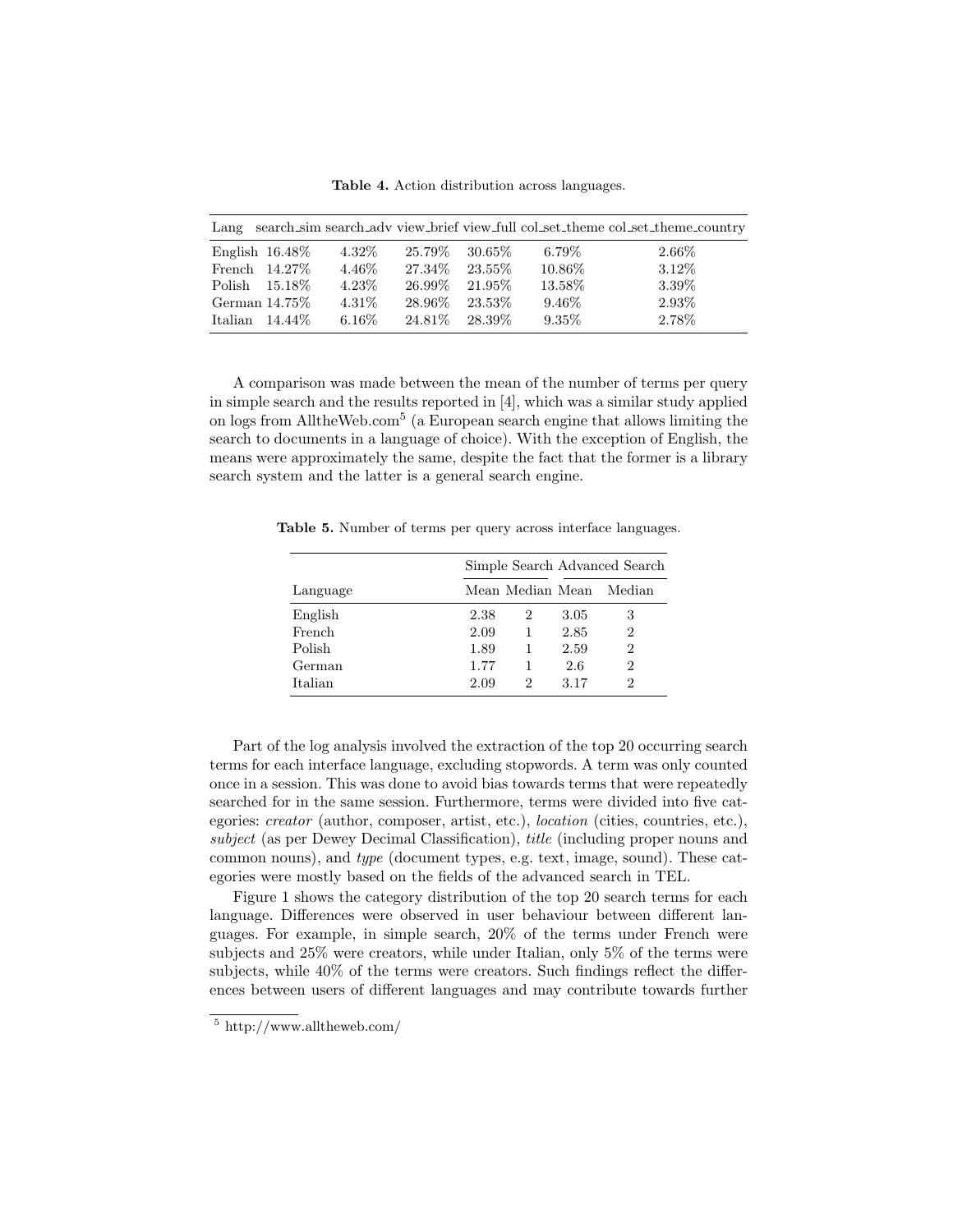**Table 4.** Action distribution across languages.

| Lang | search_sim | search_adv | view_brief | view_full | col_set_theme | col_set_theme_country |
|---|---|---|---|---|---|---|
| English | 16.48% | 4.32% | 25.79% | 30.65% | 6.79% | 2.66% |
| French | 14.27% | 4.46% | 27.34% | 23.55% | 10.86% | 3.12% |
| Polish | 15.18% | 4.23% | 26.99% | 21.95% | 13.58% | 3.39% |
| German | 14.75% | 4.31% | 28.96% | 23.53% | 9.46% | 2.93% |
| Italian | 14.44% | 6.16% | 24.81% | 28.39% | 9.35% | 2.78% |

A comparison was made between the mean of the number of terms per query in simple search and the results reported in [4], which was a similar study applied on logs from AlltheWeb.com[5] (a European search engine that allows limiting the search to documents in a language of choice). With the exception of English, the means were approximately the same, despite the fact that the former is a library search system and the latter is a general search engine.

**Table 5.** Number of terms per query across interface languages.

| | Simple Search | | Advanced Search | |
|---|---|---|---|---|
| Language | Mean | Median | Mean | Median |
| English | 2.38 | 2 | 3.05 | 3 |
| French | 2.09 | 1 | 2.85 | 2 |
| Polish | 1.89 | 1 | 2.59 | 2 |
| German | 1.77 | 1 | 2.6 | 2 |
| Italian | 2.09 | 2 | 3.17 | 2 |

Part of the log analysis involved the extraction of the top 20 occurring search terms for each interface language, excluding stopwords. A term was only counted once in a session. This was done to avoid bias towards terms that were repeatedly searched for in the same session. Furthermore, terms were divided into five categories: *creator* (author, composer, artist, etc.), *location* (cities, countries, etc.), *subject* (as per Dewey Decimal Classification), *title* (including proper nouns and common nouns), and *type* (document types, e.g. text, image, sound). These categories were mostly based on the fields of the advanced search in TEL.

Figure 1 shows the category distribution of the top 20 search terms for each language. Differences were observed in user behaviour between different languages. For example, in simple search, 20% of the terms under French were subjects and 25% were creators, while under Italian, only 5% of the terms were subjects, while 40% of the terms were creators. Such findings reflect the differences between users of different languages and may contribute towards further

[5] http://www.alltheweb.com/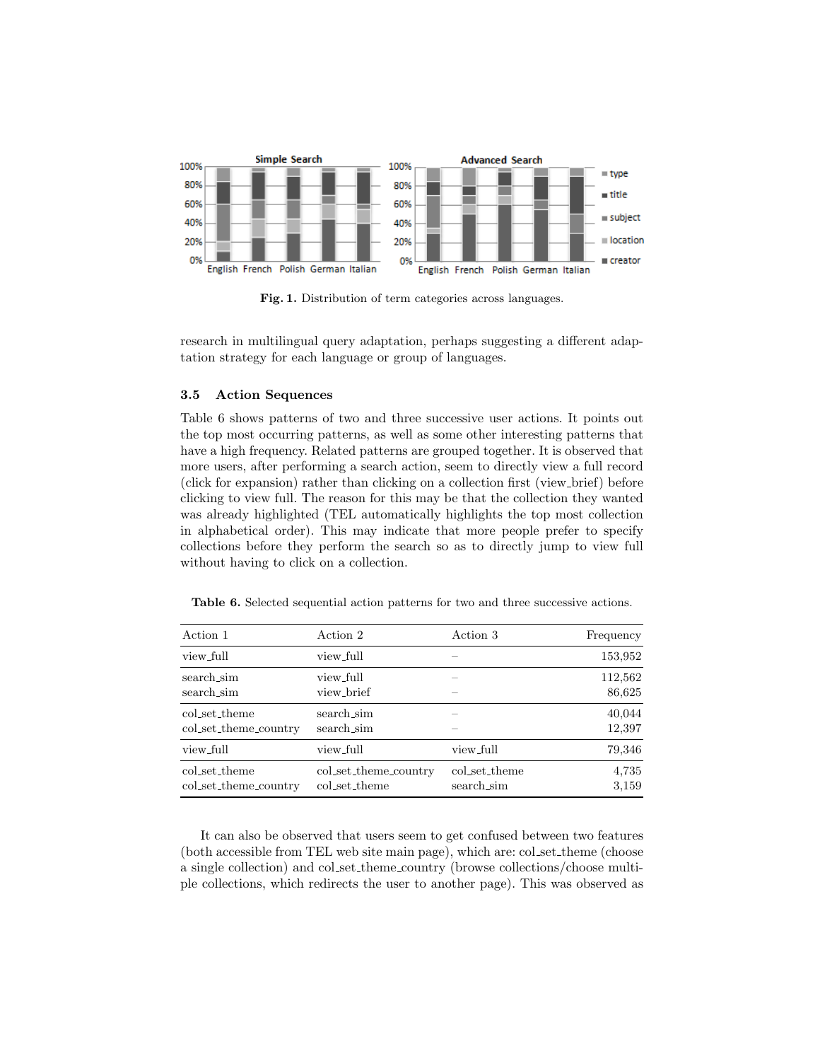**Fig. 1.** Distribution of term categories across languages.

research in multilingual query adaptation, perhaps suggesting a different adaptation strategy for each language or group of languages.

### 3.5 Action Sequences

Table 6 shows patterns of two and three successive user actions. It points out the top most occurring patterns, as well as some other interesting patterns that have a high frequency. Related patterns are grouped together. It is observed that more users, after performing a search action, seem to directly view a full record (click for expansion) rather than clicking on a collection first (view_brief) before clicking to view full. The reason for this may be that the collection they wanted was already highlighted (TEL automatically highlights the top most collection in alphabetical order). This may indicate that more people prefer to specify collections before they perform the search so as to directly jump to view full without having to click on a collection.

**Table 6.** Selected sequential action patterns for two and three successive actions.

| Action 1 | Action 2 | Action 3 | Frequency |
|---|---|---|---|
| view_full | view_full | – | 153,952 |
| search_sim | view_full | – | 112,562 |
| search_sim | view_brief | – | 86,625 |
| col_set_theme | search_sim | – | 40,044 |
| col_set_theme_country | search_sim | – | 12,397 |
| view_full | view_full | view_full | 79,346 |
| col_set_theme | col_set_theme_country | col_set_theme | 4,735 |
| col_set_theme_country | col_set_theme | search_sim | 3,159 |

It can also be observed that users seem to get confused between two features (both accessible from TEL web site main page), which are: col_set_theme (choose a single collection) and col_set_theme_country (browse collections/choose multiple collections, which redirects the user to another page). This was observed as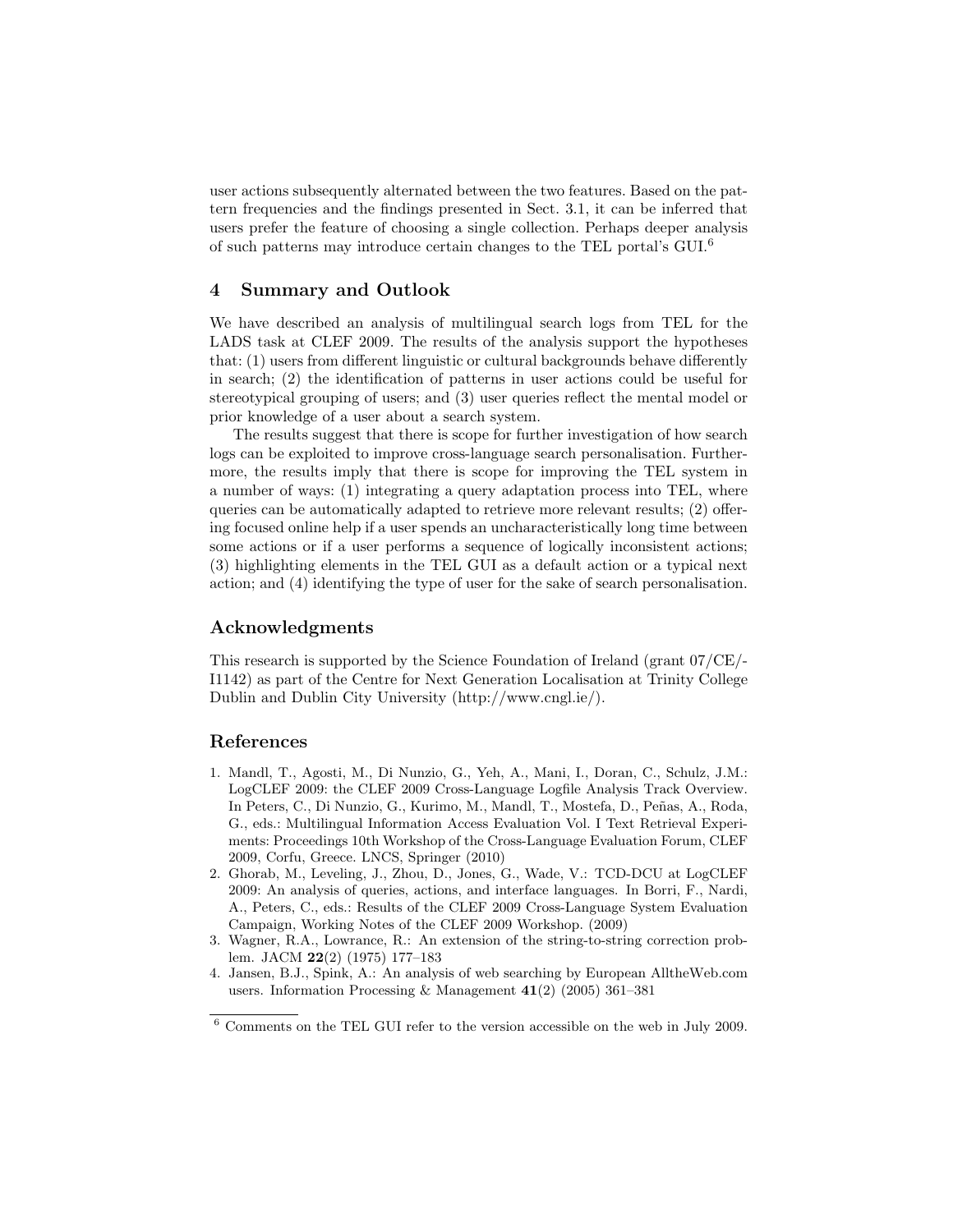user actions subsequently alternated between the two features. Based on the pattern frequencies and the findings presented in Sect. 3.1, it can be inferred that users prefer the feature of choosing a single collection. Perhaps deeper analysis of such patterns may introduce certain changes to the TEL portal's GUI.[6]

## 4 Summary and Outlook

We have described an analysis of multilingual search logs from TEL for the LADS task at CLEF 2009. The results of the analysis support the hypotheses that: (1) users from different linguistic or cultural backgrounds behave differently in search; (2) the identification of patterns in user actions could be useful for stereotypical grouping of users; and (3) user queries reflect the mental model or prior knowledge of a user about a search system.

The results suggest that there is scope for further investigation of how search logs can be exploited to improve cross-language search personalisation. Furthermore, the results imply that there is scope for improving the TEL system in a number of ways: (1) integrating a query adaptation process into TEL, where queries can be automatically adapted to retrieve more relevant results; (2) offering focused online help if a user spends an uncharacteristically long time between some actions or if a user performs a sequence of logically inconsistent actions; (3) highlighting elements in the TEL GUI as a default action or a typical next action; and (4) identifying the type of user for the sake of search personalisation.

## Acknowledgments

This research is supported by the Science Foundation of Ireland (grant 07/CE/-I1142) as part of the Centre for Next Generation Localisation at Trinity College Dublin and Dublin City University (http://www.cngl.ie/).

## References

1. Mandl, T., Agosti, M., Di Nunzio, G., Yeh, A., Mani, I., Doran, C., Schulz, J.M.: LogCLEF 2009: the CLEF 2009 Cross-Language Logfile Analysis Track Overview. In Peters, C., Di Nunzio, G., Kurimo, M., Mandl, T., Mostefa, D., Peñas, A., Roda, G., eds.: Multilingual Information Access Evaluation Vol. I Text Retrieval Experiments: Proceedings 10th Workshop of the Cross-Language Evaluation Forum, CLEF 2009, Corfu, Greece. LNCS, Springer (2010)
2. Ghorab, M., Leveling, J., Zhou, D., Jones, G., Wade, V.: TCD-DCU at LogCLEF 2009: An analysis of queries, actions, and interface languages. In Borri, F., Nardi, A., Peters, C., eds.: Results of the CLEF 2009 Cross-Language System Evaluation Campaign, Working Notes of the CLEF 2009 Workshop. (2009)
3. Wagner, R.A., Lowrance, R.: An extension of the string-to-string correction problem. JACM **22**(2) (1975) 177–183
4. Jansen, B.J., Spink, A.: An analysis of web searching by European AlltheWeb.com users. Information Processing & Management **41**(2) (2005) 361–381

[6] Comments on the TEL GUI refer to the version accessible on the web in July 2009.